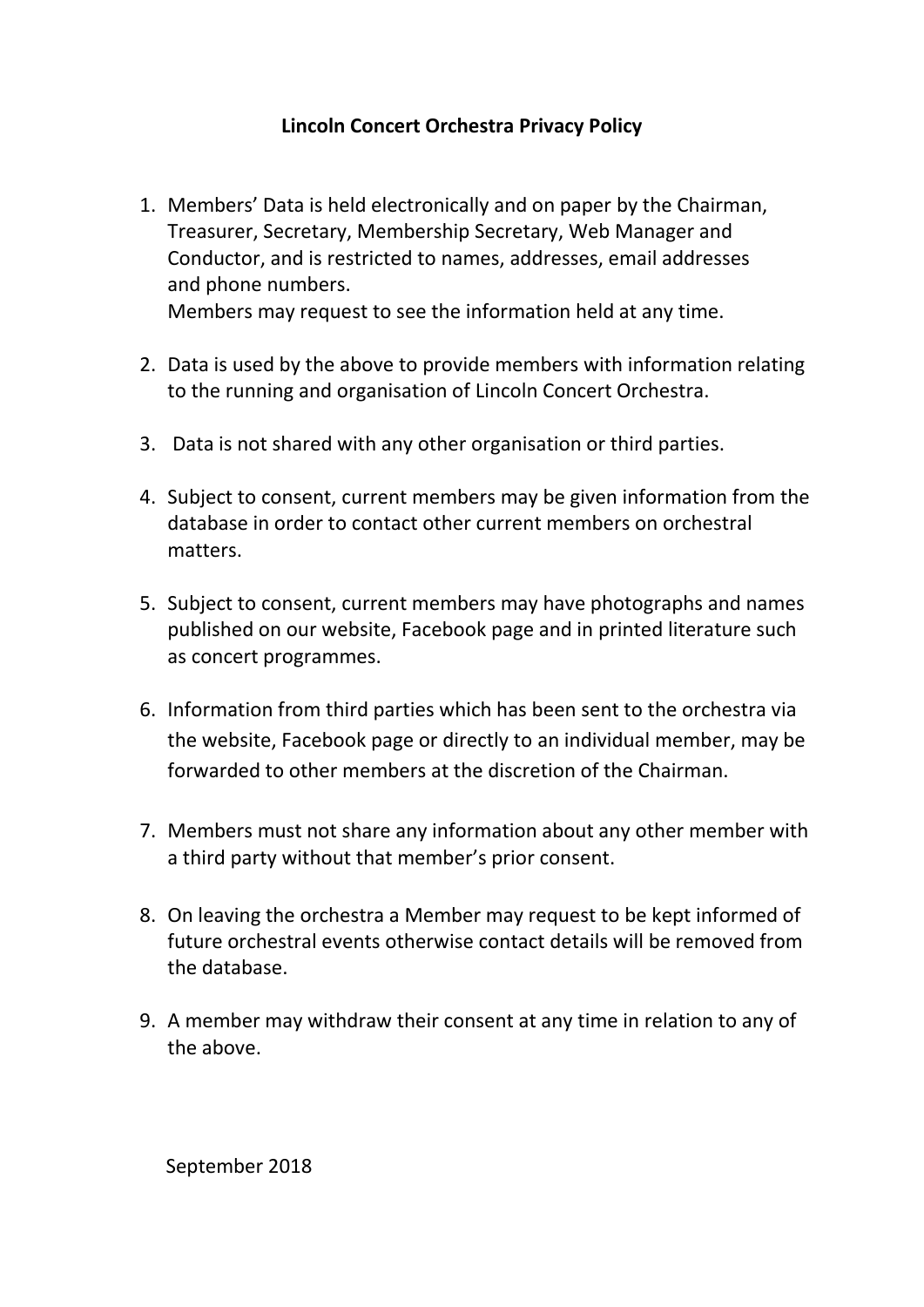**Lincoln Concert Orchestra Privacy Policy**

1. Members' Data is held electronically and on paper by the Chairman, Treasurer, Secretary, Membership Secretary, Web Manager and Conductor, and is restricted to names, addresses, email addresses and phone numbers.
   Members may request to see the information held at any time.

2. Data is used by the above to provide members with information relating to the running and organisation of Lincoln Concert Orchestra.

3. Data is not shared with any other organisation or third parties.

4. Subject to consent, current members may be given information from the database in order to contact other current members on orchestral matters.

5. Subject to consent, current members may have photographs and names published on our website, Facebook page and in printed literature such as concert programmes.

6. Information from third parties which has been sent to the orchestra via the website, Facebook page or directly to an individual member, may be forwarded to other members at the discretion of the Chairman.

7. Members must not share any information about any other member with a third party without that member's prior consent.

8. On leaving the orchestra a Member may request to be kept informed of future orchestral events otherwise contact details will be removed from the database.

9. A member may withdraw their consent at any time in relation to any of the above.

September 2018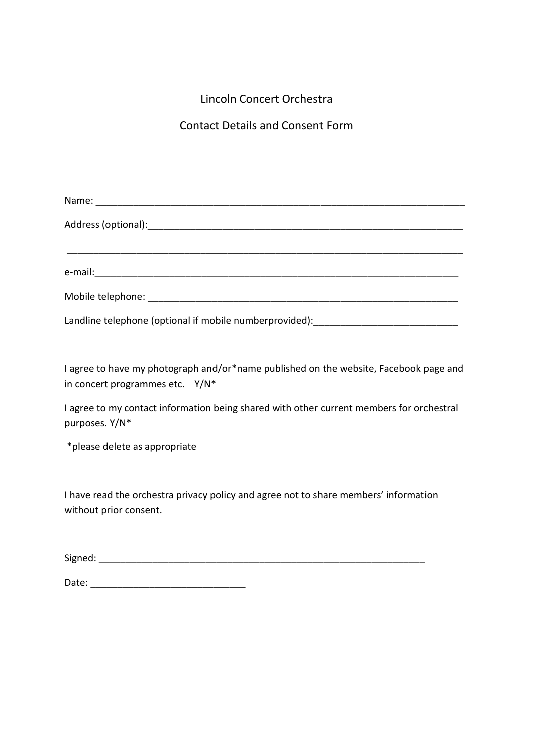Lincoln Concert Orchestra

Contact Details and Consent Form

Name: ___________________________________________________________________________

Address (optional):_______________________________________________________________

_________________________________________________________________________________

e-mail:___________________________________________________________________________

Mobile telephone: ______________________________________________________________

Landline telephone (optional if mobile numberprovided):___________________________

I agree to have my photograph and/or*name published on the website, Facebook page and in concert programmes etc. Y/N*

I agree to my contact information being shared with other current members for orchestral purposes. Y/N*

*please delete as appropriate

I have read the orchestra privacy policy and agree not to share members' information without prior consent.

Signed: ___________________________________________________________

Date: _____________________________